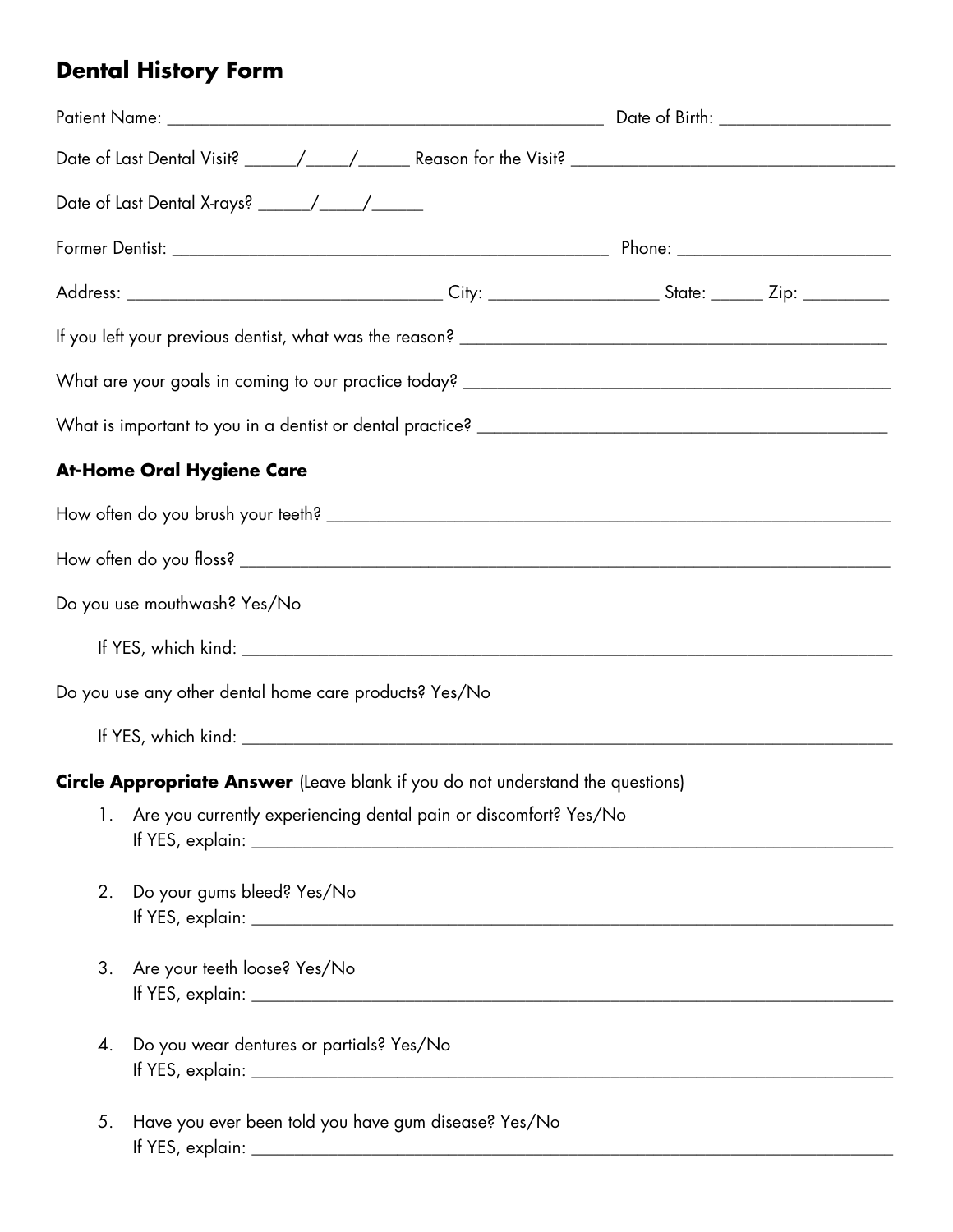# Dental History Form

Patient Name: ______________________________________________ Date of Birth: __________________

Date of Last Dental Visit? ______/_____/______ Reason for the Visit? ___________________________________

Date of Last Dental X-rays? ______/_____/______

Former Dentist: _____________________________________________ Phone: _______________________

Address: _________________________________ City: __________________ State: ______ Zip: _________

If you left your previous dentist, what was the reason? _____________________________________________

What are your goals in coming to our practice today? _____________________________________________

What is important to you in a dentist or dental practice? ___________________________________________

## At-Home Oral Hygiene Care

How often do you brush your teeth? ____________________________________________________________

How often do you floss? _____________________________________________________________________

Do you use mouthwash? Yes/No

If YES, which kind: ________________________________________________________________________

Do you use any other dental home care products? Yes/No

If YES, which kind: ________________________________________________________________________

**Circle Appropriate Answer** (Leave blank if you do not understand the questions)

1. Are you currently experiencing dental pain or discomfort? Yes/No
   If YES, explain: __________________________________________________________________________

2. Do your gums bleed? Yes/No
   If YES, explain: __________________________________________________________________________

3. Are your teeth loose? Yes/No
   If YES, explain: __________________________________________________________________________

4. Do you wear dentures or partials? Yes/No
   If YES, explain: __________________________________________________________________________

5. Have you ever been told you have gum disease? Yes/No
   If YES, explain: __________________________________________________________________________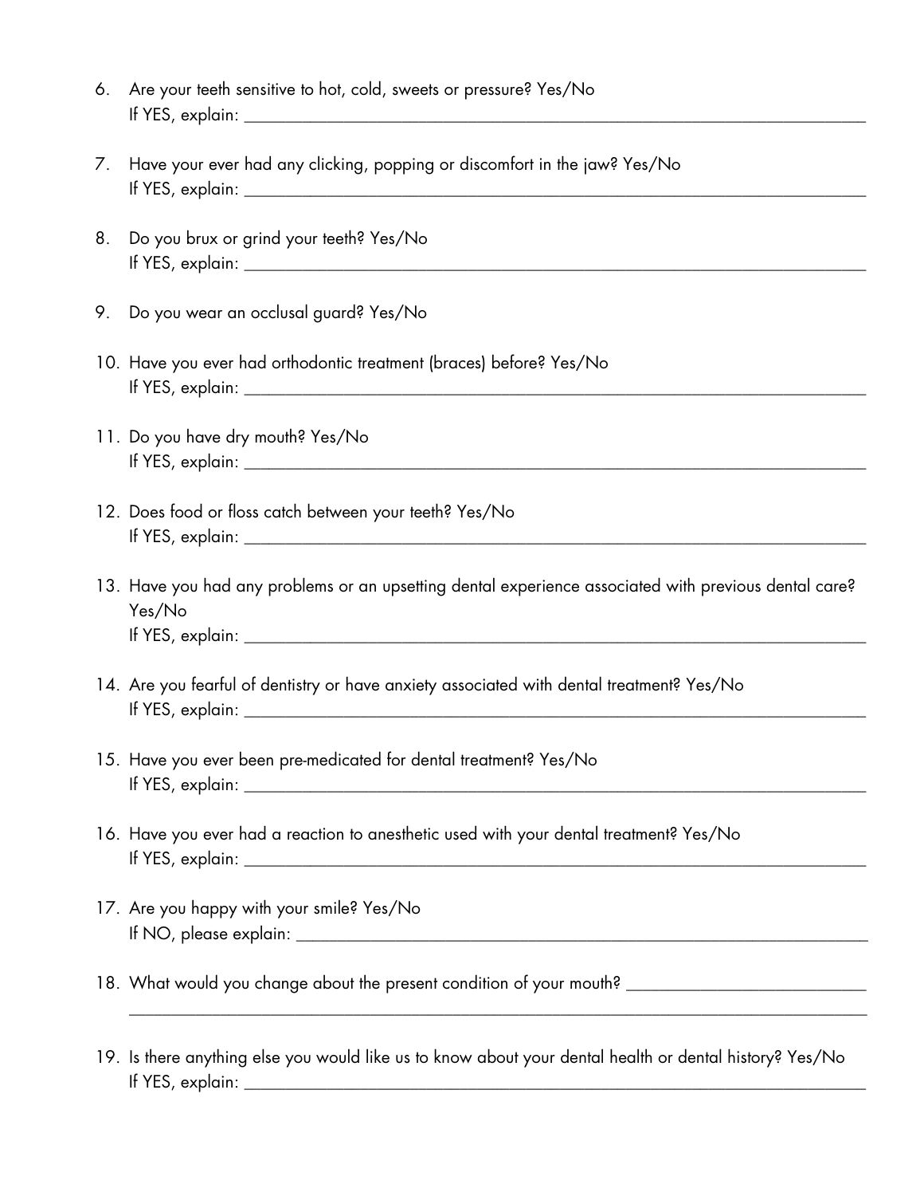6. Are your teeth sensitive to hot, cold, sweets or pressure? Yes/No
   If YES, explain: ___________________________________________________________________________

7. Have your ever had any clicking, popping or discomfort in the jaw? Yes/No
   If YES, explain: ___________________________________________________________________________

8. Do you brux or grind your teeth? Yes/No
   If YES, explain: ___________________________________________________________________________

9. Do you wear an occlusal guard? Yes/No

10. Have you ever had orthodontic treatment (braces) before? Yes/No
    If YES, explain: ___________________________________________________________________________

11. Do you have dry mouth? Yes/No
    If YES, explain: ___________________________________________________________________________

12. Does food or floss catch between your teeth? Yes/No
    If YES, explain: ___________________________________________________________________________

13. Have you had any problems or an upsetting dental experience associated with previous dental care? Yes/No
    If YES, explain: ___________________________________________________________________________

14. Are you fearful of dentistry or have anxiety associated with dental treatment? Yes/No
    If YES, explain: ___________________________________________________________________________

15. Have you ever been pre-medicated for dental treatment? Yes/No
    If YES, explain: ___________________________________________________________________________

16. Have you ever had a reaction to anesthetic used with your dental treatment? Yes/No
    If YES, explain: ___________________________________________________________________________

17. Are you happy with your smile? Yes/No
    If NO, please explain: ______________________________________________________________________

18. What would you change about the present condition of your mouth? ___________________________
    _____________________________________________________________________________________________

19. Is there anything else you would like us to know about your dental health or dental history? Yes/No
    If YES, explain: ___________________________________________________________________________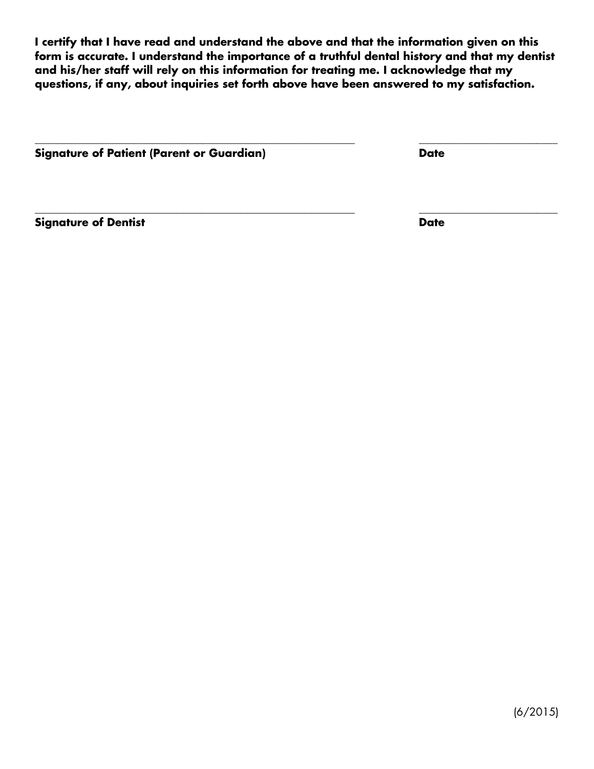**I certify that I have read and understand the above and that the information given on this form is accurate. I understand the importance of a truthful dental history and that my dentist and his/her staff will rely on this information for treating me. I acknowledge that my questions, if any, about inquiries set forth above have been answered to my satisfaction.**

\_\_\_\_\_\_\_\_\_\_\_\_\_\_\_\_\_\_\_\_\_\_\_\_\_\_\_\_\_\_\_\_\_\_\_\_\_\_\_\_\_\_\_\_\_\_\_\_\_\_\_\_\_\_\_\_ \_\_\_\_\_\_\_\_\_\_\_\_\_\_\_\_\_\_\_\_\_\_\_\_

**Signature of Patient (Parent or Guardian)** **Date**

\_\_\_\_\_\_\_\_\_\_\_\_\_\_\_\_\_\_\_\_\_\_\_\_\_\_\_\_\_\_\_\_\_\_\_\_\_\_\_\_\_\_\_\_\_\_\_\_\_\_\_\_\_\_\_\_ \_\_\_\_\_\_\_\_\_\_\_\_\_\_\_\_\_\_\_\_\_\_\_\_

**Signature of Dentist** **Date**

(6/2015)